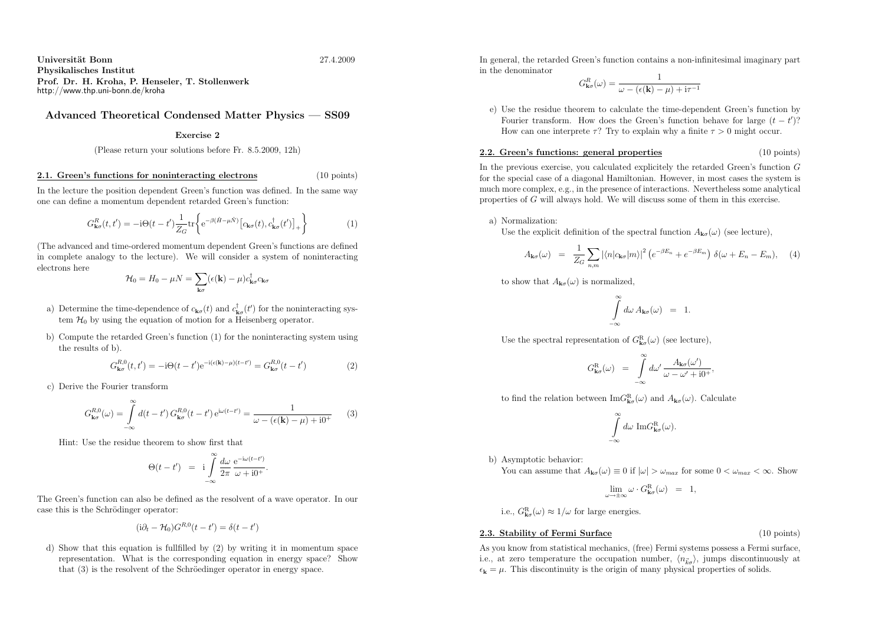**Universität Bonn** 27.4.2009
**Physikalisches Institut**
**Prof. Dr. H. Kroha, P. Henseler, T. Stollenwerk**
http://www.thp.uni-bonn.de/kroha

## Advanced Theoretical Condensed Matter Physics — SS09

### Exercise 2

(Please return your solutions before Fr. 8.5.2009, 12h)

### 2.1. Green's functions for noninteracting electrons (10 points)

In the lecture the position dependent Green's function was defined. In the same way one can define a momentum dependent retarded Green's function:

$$G^R_{\mathbf{k}\sigma}(t,t') = -\mathrm{i}\Theta(t-t')\frac{1}{Z_G}\mathrm{tr}\left\{ \mathrm{e}^{-\beta(\hat{H}-\mu\hat{N})}\left[c_{\mathbf{k}\sigma}(t), c^\dagger_{\mathbf{k}\sigma}(t')\right]_+ \right\} \tag{1}$$

(The advanced and time-ordered momentum dependent Green's functions are defined in complete analogy to the lecture). We will consider a system of noninteracting electrons here

$$\mathcal{H}_0 = H_0 - \mu N = \sum_{\mathbf{k}\sigma}(\epsilon(\mathbf{k})-\mu)c^\dagger_{\mathbf{k}\sigma}c_{\mathbf{k}\sigma}$$

a) Determine the time-dependence of $c_{\mathbf{k}\sigma}(t)$ and $c^\dagger_{\mathbf{k}\sigma}(t')$ for the noninteracting system $\mathcal{H}_0$ by using the equation of motion for a Heisenberg operator.

b) Compute the retarded Green's function (1) for the noninteracting system using the results of b).

$$G^{R,0}_{\mathbf{k}\sigma}(t,t') = -\mathrm{i}\Theta(t-t')\mathrm{e}^{-\mathrm{i}(\epsilon(\mathbf{k})-\mu)(t-t')} = G^{R,0}_{\mathbf{k}\sigma}(t-t') \tag{2}$$

c) Derive the Fourier transform

$$G^{R,0}_{\mathbf{k}\sigma}(\omega) = \int_{-\infty}^{\infty} d(t-t')\, G^{R,0}_{\mathbf{k}\sigma}(t-t')\,\mathrm{e}^{\mathrm{i}\omega(t-t')} = \frac{1}{\omega-(\epsilon(\mathbf{k})-\mu)+\mathrm{i}0^+} \tag{3}$$

Hint: Use the residue theorem to show first that

$$\Theta(t-t') = \mathrm{i}\int_{-\infty}^{\infty}\frac{d\omega}{2\pi}\frac{\mathrm{e}^{-\mathrm{i}\omega(t-t')}}{\omega+\mathrm{i}0^+}.$$

The Green's function can also be defined as the resolvent of a wave operator. In our case this is the Schrödinger operator:

$$(\mathrm{i}\partial_t - \mathcal{H}_0)G^{R,0}(t-t') = \delta(t-t')$$

d) Show that this equation is fullfilled by (2) by writing it in momentum space representation. What is the corresponding equation in energy space? Show that (3) is the resolvent of the Schröedinger operator in energy space.

In general, the retarded Green's function contains a non-infinitesimal imaginary part in the denominator

$$G^R_{\mathbf{k}\sigma}(\omega) = \frac{1}{\omega-(\epsilon(\mathbf{k})-\mu)+\mathrm{i}\tau^{-1}}$$

e) Use the residue theorem to calculate the time-dependent Green's function by Fourier transform. How does the Green's function behave for large $(t-t')$? How can one interprete $\tau$? Try to explain why a finite $\tau > 0$ might occur.

### 2.2. Green's functions: general properties (10 points)

In the previous exercise, you calculated explicitely the retarded Green's function $G$ for the special case of a diagonal Hamiltonian. However, in most cases the system is much more complex, e.g., in the presence of interactions. Nevertheless some analytical properties of $G$ will always hold. We will discuss some of them in this exercise.

a) Normalization:
Use the explicit definition of the spectral function $A_{\mathbf{k}\sigma}(\omega)$ (see lecture),

$$A_{\mathbf{k}\sigma}(\omega) = \frac{1}{Z_G}\sum_{n,m}|\langle n|c_{\mathbf{k}\sigma}|m\rangle|^2\left(e^{-\beta E_n}+e^{-\beta E_m}\right)\delta(\omega+E_n-E_m), \tag{4}$$

to show that $A_{\mathbf{k}\sigma}(\omega)$ is normalized,

$$\int_{-\infty}^{\infty} d\omega\, A_{\mathbf{k}\sigma}(\omega) = 1.$$

Use the spectral representation of $G^{\mathrm{R}}_{\mathbf{k}\sigma}(\omega)$ (see lecture),

$$G^{\mathrm{R}}_{\mathbf{k}\sigma}(\omega) = \int_{-\infty}^{\infty} d\omega' \frac{A_{\mathbf{k}\sigma}(\omega')}{\omega-\omega'+\mathrm{i}0^+},$$

to find the relation between $\mathrm{Im}G^{\mathrm{R}}_{\mathbf{k}\sigma}(\omega)$ and $A_{\mathbf{k}\sigma}(\omega)$. Calculate

$$\int_{-\infty}^{\infty} d\omega\ \mathrm{Im}G^{\mathrm{R}}_{\mathbf{k}\sigma}(\omega).$$

b) Asymptotic behavior:
You can assume that $A_{\mathbf{k}\sigma}(\omega) \equiv 0$ if $|\omega| > \omega_{max}$ for some $0 < \omega_{max} < \infty$. Show

$$\lim_{\omega\to\pm\infty}\omega\cdot G^{\mathrm{R}}_{\mathbf{k}\sigma}(\omega) = 1,$$

i.e., $G^{\mathrm{R}}_{\mathbf{k}\sigma}(\omega) \approx 1/\omega$ for large energies.

### 2.3. Stability of Fermi Surface (10 points)

As you know from statistical mechanics, (free) Fermi systems possess a Fermi surface, i.e., at zero temperature the occupation number, $\langle n_{\vec{k}\sigma}\rangle$, jumps discontinuously at $\epsilon_{\mathbf{k}} = \mu$. This discontinuity is the origin of many physical properties of solids.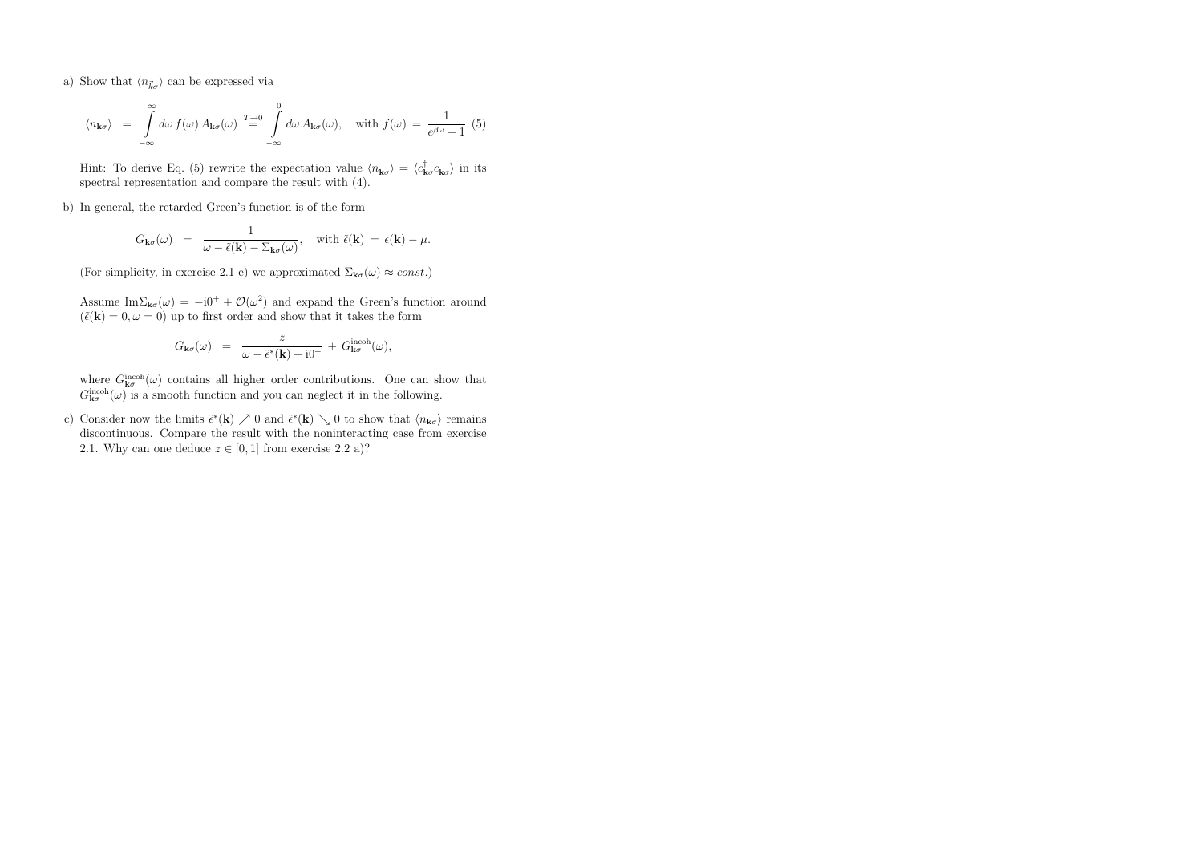a) Show that $\langle n_{\tilde{k}\sigma} \rangle$ can be expressed via

$$\langle n_{\mathbf{k}\sigma} \rangle \;=\; \int_{-\infty}^{\infty} d\omega\, f(\omega)\, A_{\mathbf{k}\sigma}(\omega) \;\overset{T\to 0}{=}\; \int_{-\infty}^{0} d\omega\, A_{\mathbf{k}\sigma}(\omega), \quad \text{with } f(\omega) \;=\; \frac{1}{e^{\beta\omega}+1}. \, (5)$$

Hint: To derive Eq. (5) rewrite the expectation value $\langle n_{\mathbf{k}\sigma} \rangle = \langle c^{\dagger}_{\mathbf{k}\sigma} c_{\mathbf{k}\sigma} \rangle$ in its spectral representation and compare the result with (4).

b) In general, the retarded Green's function is of the form

$$G_{\mathbf{k}\sigma}(\omega) \;=\; \frac{1}{\omega - \tilde{\epsilon}(\mathbf{k}) - \Sigma_{\mathbf{k}\sigma}(\omega)}, \quad \text{with } \tilde{\epsilon}(\mathbf{k}) \;=\; \epsilon(\mathbf{k}) - \mu.$$

(For simplicity, in exercise 2.1 e) we approximated $\Sigma_{\mathbf{k}\sigma}(\omega) \approx const.$)

Assume $\mathrm{Im}\Sigma_{\mathbf{k}\sigma}(\omega) = -\mathrm{i}0^{+} + \mathcal{O}(\omega^2)$ and expand the Green's function around $(\tilde{\epsilon}(\mathbf{k}) = 0, \omega = 0)$ up to first order and show that it takes the form

$$G_{\mathbf{k}\sigma}(\omega) \;=\; \frac{z}{\omega - \tilde{\epsilon}^{*}(\mathbf{k}) + \mathrm{i}0^{+}} + G^{\mathrm{incoh}}_{\mathbf{k}\sigma}(\omega),$$

where $G^{\mathrm{incoh}}_{\mathbf{k}\sigma}(\omega)$ contains all higher order contributions. One can show that $G^{\mathrm{incoh}}_{\mathbf{k}\sigma}(\omega)$ is a smooth function and you can neglect it in the following.

c) Consider now the limits $\tilde{\epsilon}^{*}(\mathbf{k}) \nearrow 0$ and $\tilde{\epsilon}^{*}(\mathbf{k}) \searrow 0$ to show that $\langle n_{\mathbf{k}\sigma} \rangle$ remains discontinuous. Compare the result with the noninteracting case from exercise 2.1. Why can one deduce $z \in [0, 1]$ from exercise 2.2 a)?